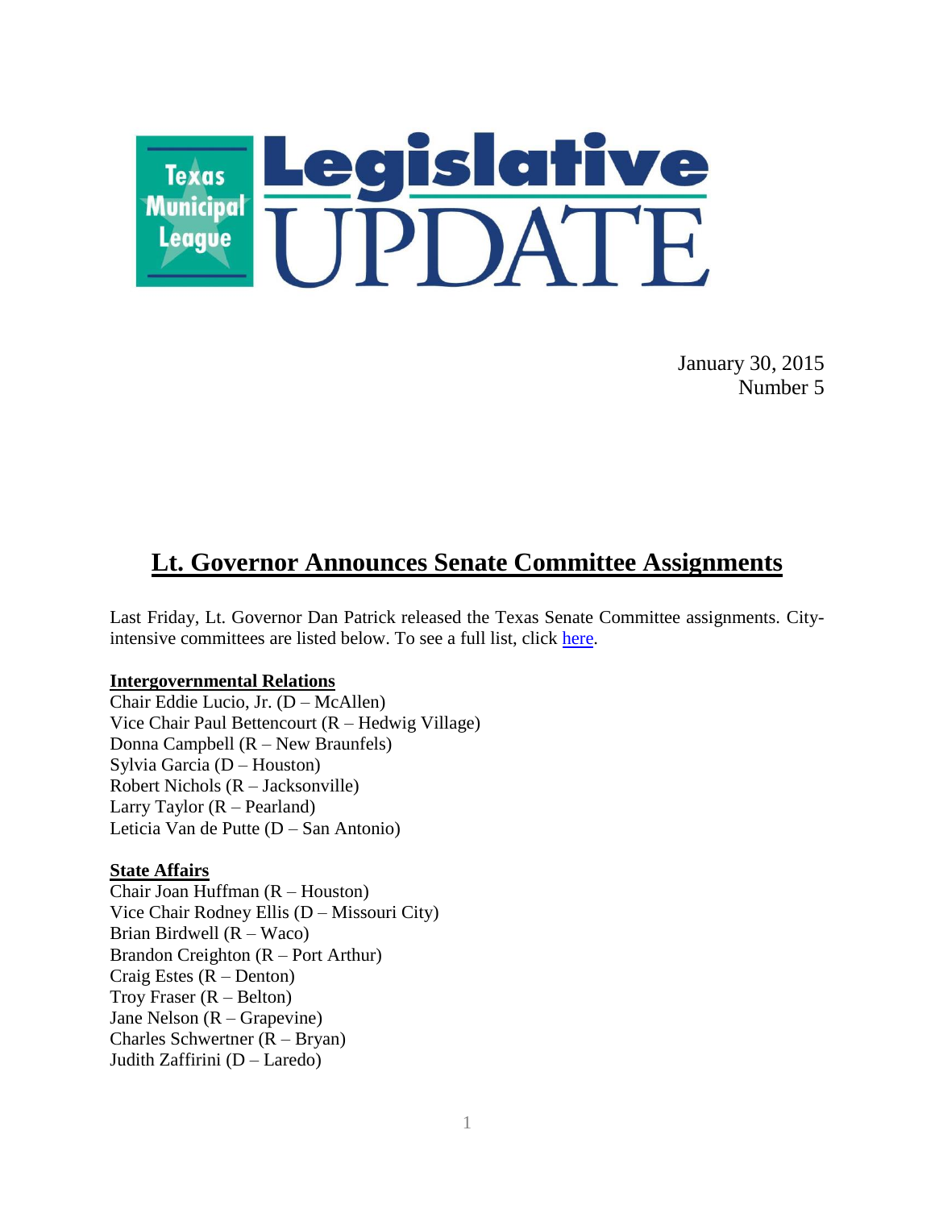# Texas Municipal League Legislative UPDATE

January 30, 2015
Number 5

## Lt. Governor Announces Senate Committee Assignments

Last Friday, Lt. Governor Dan Patrick released the Texas Senate Committee assignments. City-intensive committees are listed below. To see a full list, click here.

**Intergovernmental Relations**
Chair Eddie Lucio, Jr. (D – McAllen)
Vice Chair Paul Bettencourt (R – Hedwig Village)
Donna Campbell (R – New Braunfels)
Sylvia Garcia (D – Houston)
Robert Nichols (R – Jacksonville)
Larry Taylor (R – Pearland)
Leticia Van de Putte (D – San Antonio)

**State Affairs**
Chair Joan Huffman (R – Houston)
Vice Chair Rodney Ellis (D – Missouri City)
Brian Birdwell (R – Waco)
Brandon Creighton (R – Port Arthur)
Craig Estes (R – Denton)
Troy Fraser (R – Belton)
Jane Nelson (R – Grapevine)
Charles Schwertner (R – Bryan)
Judith Zaffirini (D – Laredo)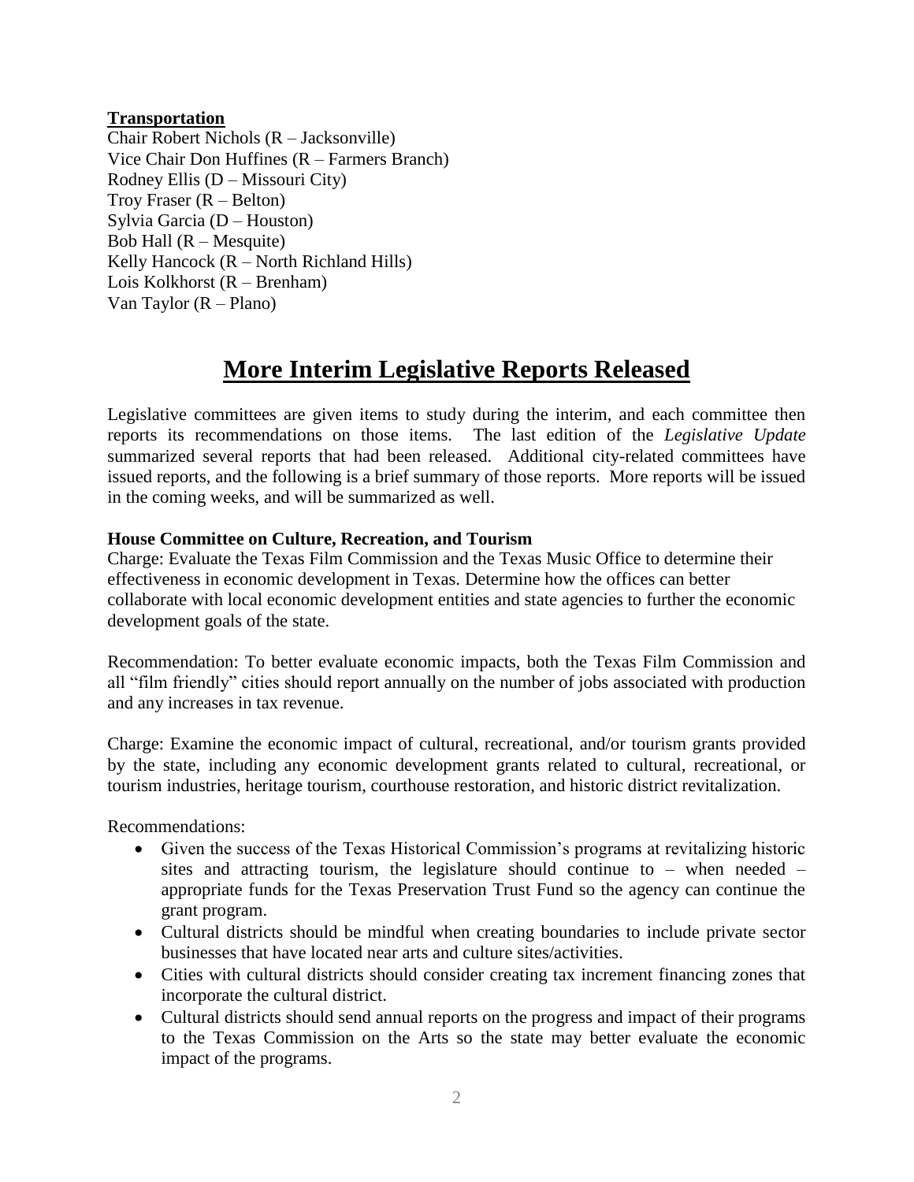**Transportation**

Chair Robert Nichols (R – Jacksonville)
Vice Chair Don Huffines (R – Farmers Branch)
Rodney Ellis (D – Missouri City)
Troy Fraser (R – Belton)
Sylvia Garcia (D – Houston)
Bob Hall (R – Mesquite)
Kelly Hancock (R – North Richland Hills)
Lois Kolkhorst (R – Brenham)
Van Taylor (R – Plano)

# More Interim Legislative Reports Released

Legislative committees are given items to study during the interim, and each committee then reports its recommendations on those items. The last edition of the *Legislative Update* summarized several reports that had been released. Additional city-related committees have issued reports, and the following is a brief summary of those reports. More reports will be issued in the coming weeks, and will be summarized as well.

**House Committee on Culture, Recreation, and Tourism**

Charge: Evaluate the Texas Film Commission and the Texas Music Office to determine their effectiveness in economic development in Texas. Determine how the offices can better collaborate with local economic development entities and state agencies to further the economic development goals of the state.

Recommendation: To better evaluate economic impacts, both the Texas Film Commission and all "film friendly" cities should report annually on the number of jobs associated with production and any increases in tax revenue.

Charge: Examine the economic impact of cultural, recreational, and/or tourism grants provided by the state, including any economic development grants related to cultural, recreational, or tourism industries, heritage tourism, courthouse restoration, and historic district revitalization.

Recommendations:

- Given the success of the Texas Historical Commission's programs at revitalizing historic sites and attracting tourism, the legislature should continue to – when needed – appropriate funds for the Texas Preservation Trust Fund so the agency can continue the grant program.
- Cultural districts should be mindful when creating boundaries to include private sector businesses that have located near arts and culture sites/activities.
- Cities with cultural districts should consider creating tax increment financing zones that incorporate the cultural district.
- Cultural districts should send annual reports on the progress and impact of their programs to the Texas Commission on the Arts so the state may better evaluate the economic impact of the programs.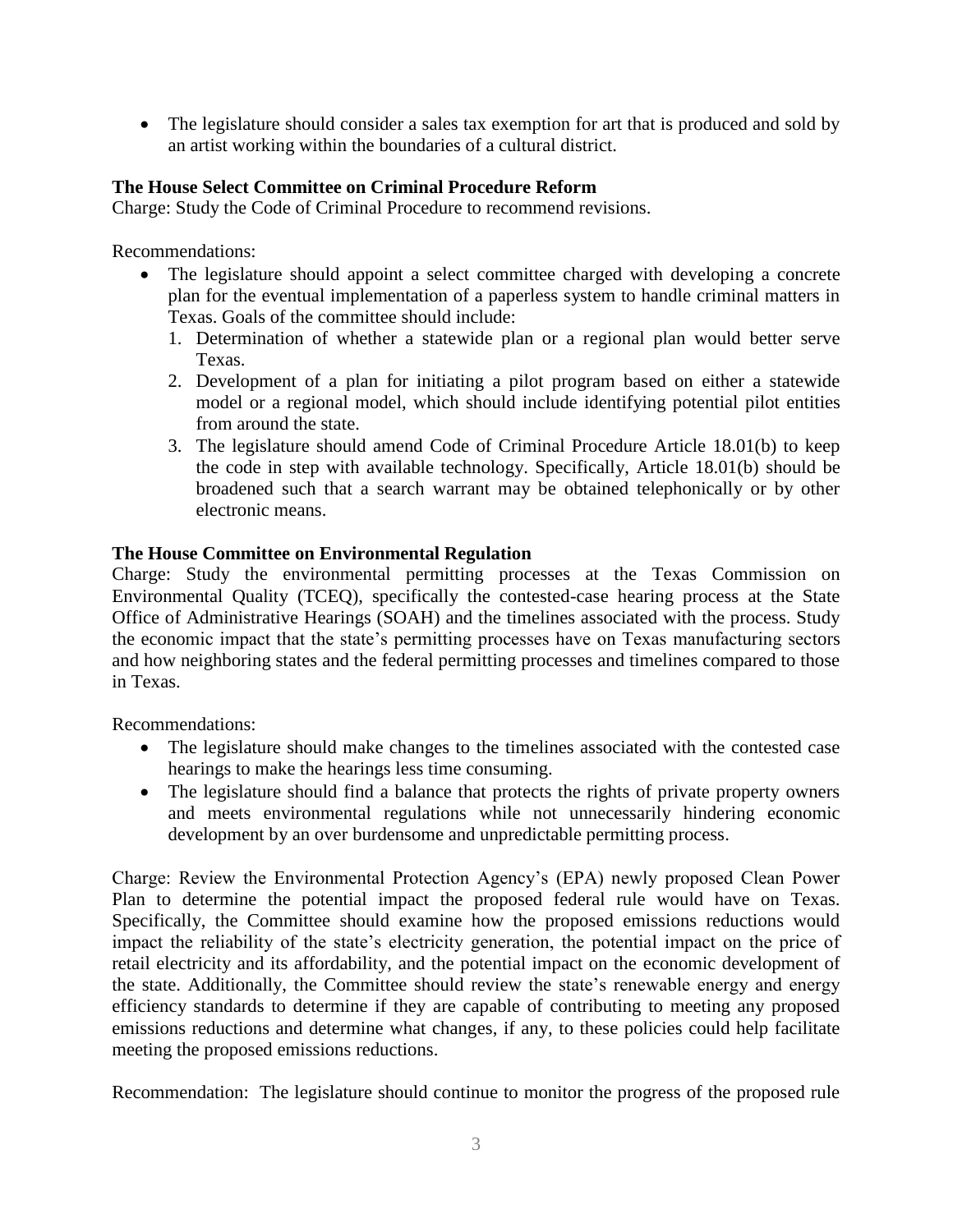- The legislature should consider a sales tax exemption for art that is produced and sold by an artist working within the boundaries of a cultural district.

**The House Select Committee on Criminal Procedure Reform**
Charge: Study the Code of Criminal Procedure to recommend revisions.

Recommendations:

- The legislature should appoint a select committee charged with developing a concrete plan for the eventual implementation of a paperless system to handle criminal matters in Texas. Goals of the committee should include:
  1. Determination of whether a statewide plan or a regional plan would better serve Texas.
  2. Development of a plan for initiating a pilot program based on either a statewide model or a regional model, which should include identifying potential pilot entities from around the state.
  3. The legislature should amend Code of Criminal Procedure Article 18.01(b) to keep the code in step with available technology. Specifically, Article 18.01(b) should be broadened such that a search warrant may be obtained telephonically or by other electronic means.

**The House Committee on Environmental Regulation**
Charge: Study the environmental permitting processes at the Texas Commission on Environmental Quality (TCEQ), specifically the contested-case hearing process at the State Office of Administrative Hearings (SOAH) and the timelines associated with the process. Study the economic impact that the state's permitting processes have on Texas manufacturing sectors and how neighboring states and the federal permitting processes and timelines compared to those in Texas.

Recommendations:

- The legislature should make changes to the timelines associated with the contested case hearings to make the hearings less time consuming.
- The legislature should find a balance that protects the rights of private property owners and meets environmental regulations while not unnecessarily hindering economic development by an over burdensome and unpredictable permitting process.

Charge: Review the Environmental Protection Agency's (EPA) newly proposed Clean Power Plan to determine the potential impact the proposed federal rule would have on Texas. Specifically, the Committee should examine how the proposed emissions reductions would impact the reliability of the state's electricity generation, the potential impact on the price of retail electricity and its affordability, and the potential impact on the economic development of the state. Additionally, the Committee should review the state's renewable energy and energy efficiency standards to determine if they are capable of contributing to meeting any proposed emissions reductions and determine what changes, if any, to these policies could help facilitate meeting the proposed emissions reductions.

Recommendation: The legislature should continue to monitor the progress of the proposed rule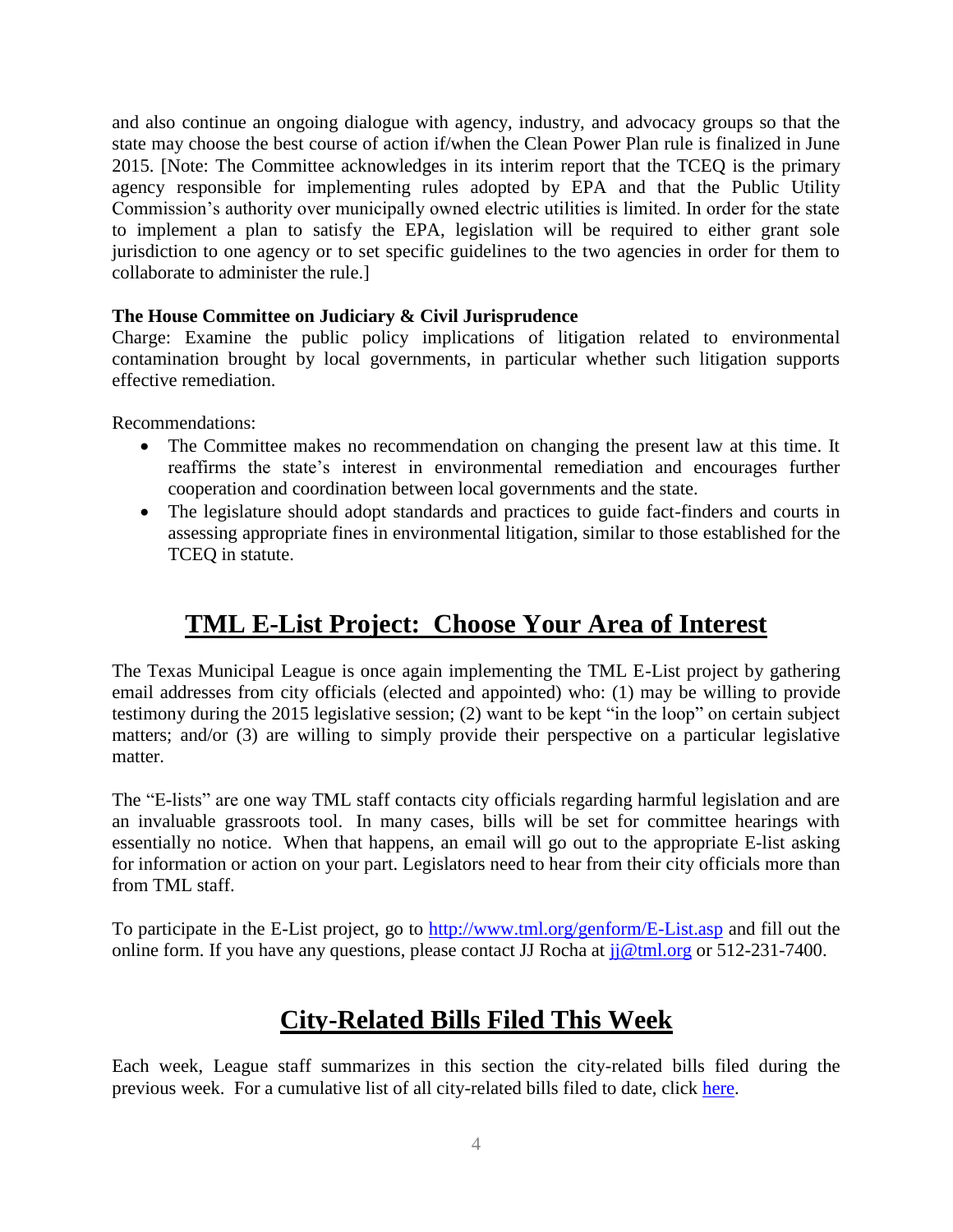and also continue an ongoing dialogue with agency, industry, and advocacy groups so that the state may choose the best course of action if/when the Clean Power Plan rule is finalized in June 2015. [Note: The Committee acknowledges in its interim report that the TCEQ is the primary agency responsible for implementing rules adopted by EPA and that the Public Utility Commission's authority over municipally owned electric utilities is limited. In order for the state to implement a plan to satisfy the EPA, legislation will be required to either grant sole jurisdiction to one agency or to set specific guidelines to the two agencies in order for them to collaborate to administer the rule.]

**The House Committee on Judiciary & Civil Jurisprudence**
Charge: Examine the public policy implications of litigation related to environmental contamination brought by local governments, in particular whether such litigation supports effective remediation.

Recommendations:

- The Committee makes no recommendation on changing the present law at this time. It reaffirms the state's interest in environmental remediation and encourages further cooperation and coordination between local governments and the state.
- The legislature should adopt standards and practices to guide fact-finders and courts in assessing appropriate fines in environmental litigation, similar to those established for the TCEQ in statute.

## TML E-List Project: Choose Your Area of Interest

The Texas Municipal League is once again implementing the TML E-List project by gathering email addresses from city officials (elected and appointed) who: (1) may be willing to provide testimony during the 2015 legislative session; (2) want to be kept "in the loop" on certain subject matters; and/or (3) are willing to simply provide their perspective on a particular legislative matter.

The "E-lists" are one way TML staff contacts city officials regarding harmful legislation and are an invaluable grassroots tool. In many cases, bills will be set for committee hearings with essentially no notice. When that happens, an email will go out to the appropriate E-list asking for information or action on your part. Legislators need to hear from their city officials more than from TML staff.

To participate in the E-List project, go to http://www.tml.org/genform/E-List.asp and fill out the online form. If you have any questions, please contact JJ Rocha at jj@tml.org or 512-231-7400.

## City-Related Bills Filed This Week

Each week, League staff summarizes in this section the city-related bills filed during the previous week. For a cumulative list of all city-related bills filed to date, click here.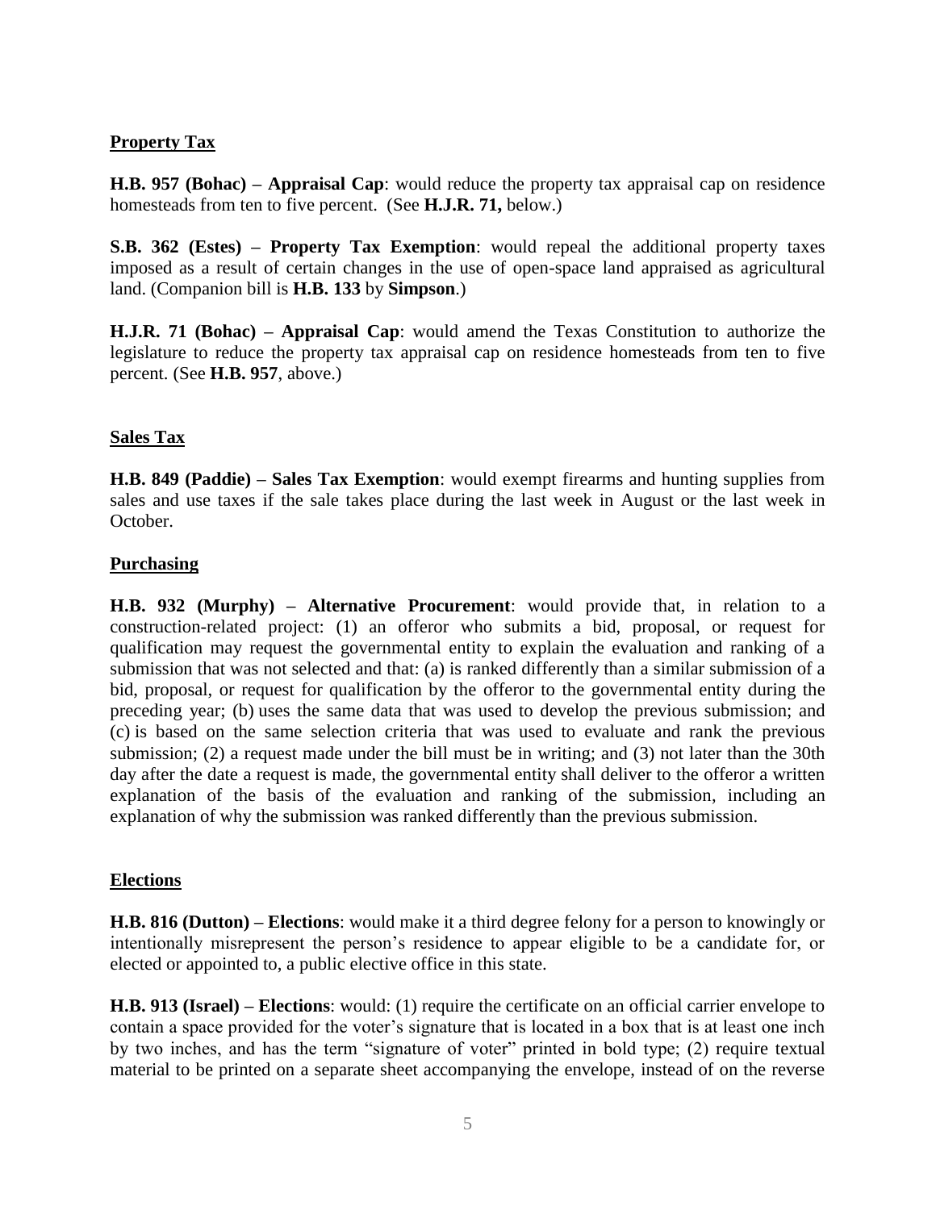## Property Tax

**H.B. 957 (Bohac) – Appraisal Cap**: would reduce the property tax appraisal cap on residence homesteads from ten to five percent. (See **H.J.R. 71,** below.)

**S.B. 362 (Estes) – Property Tax Exemption**: would repeal the additional property taxes imposed as a result of certain changes in the use of open-space land appraised as agricultural land. (Companion bill is **H.B. 133** by **Simpson**.)

**H.J.R. 71 (Bohac) – Appraisal Cap**: would amend the Texas Constitution to authorize the legislature to reduce the property tax appraisal cap on residence homesteads from ten to five percent. (See **H.B. 957**, above.)

## Sales Tax

**H.B. 849 (Paddie) – Sales Tax Exemption**: would exempt firearms and hunting supplies from sales and use taxes if the sale takes place during the last week in August or the last week in October.

## Purchasing

**H.B. 932 (Murphy) – Alternative Procurement**: would provide that, in relation to a construction-related project: (1) an offeror who submits a bid, proposal, or request for qualification may request the governmental entity to explain the evaluation and ranking of a submission that was not selected and that: (a) is ranked differently than a similar submission of a bid, proposal, or request for qualification by the offeror to the governmental entity during the preceding year; (b) uses the same data that was used to develop the previous submission; and (c) is based on the same selection criteria that was used to evaluate and rank the previous submission; (2) a request made under the bill must be in writing; and (3) not later than the 30th day after the date a request is made, the governmental entity shall deliver to the offeror a written explanation of the basis of the evaluation and ranking of the submission, including an explanation of why the submission was ranked differently than the previous submission.

## Elections

**H.B. 816 (Dutton) – Elections**: would make it a third degree felony for a person to knowingly or intentionally misrepresent the person's residence to appear eligible to be a candidate for, or elected or appointed to, a public elective office in this state.

**H.B. 913 (Israel) – Elections**: would: (1) require the certificate on an official carrier envelope to contain a space provided for the voter's signature that is located in a box that is at least one inch by two inches, and has the term "signature of voter" printed in bold type; (2) require textual material to be printed on a separate sheet accompanying the envelope, instead of on the reverse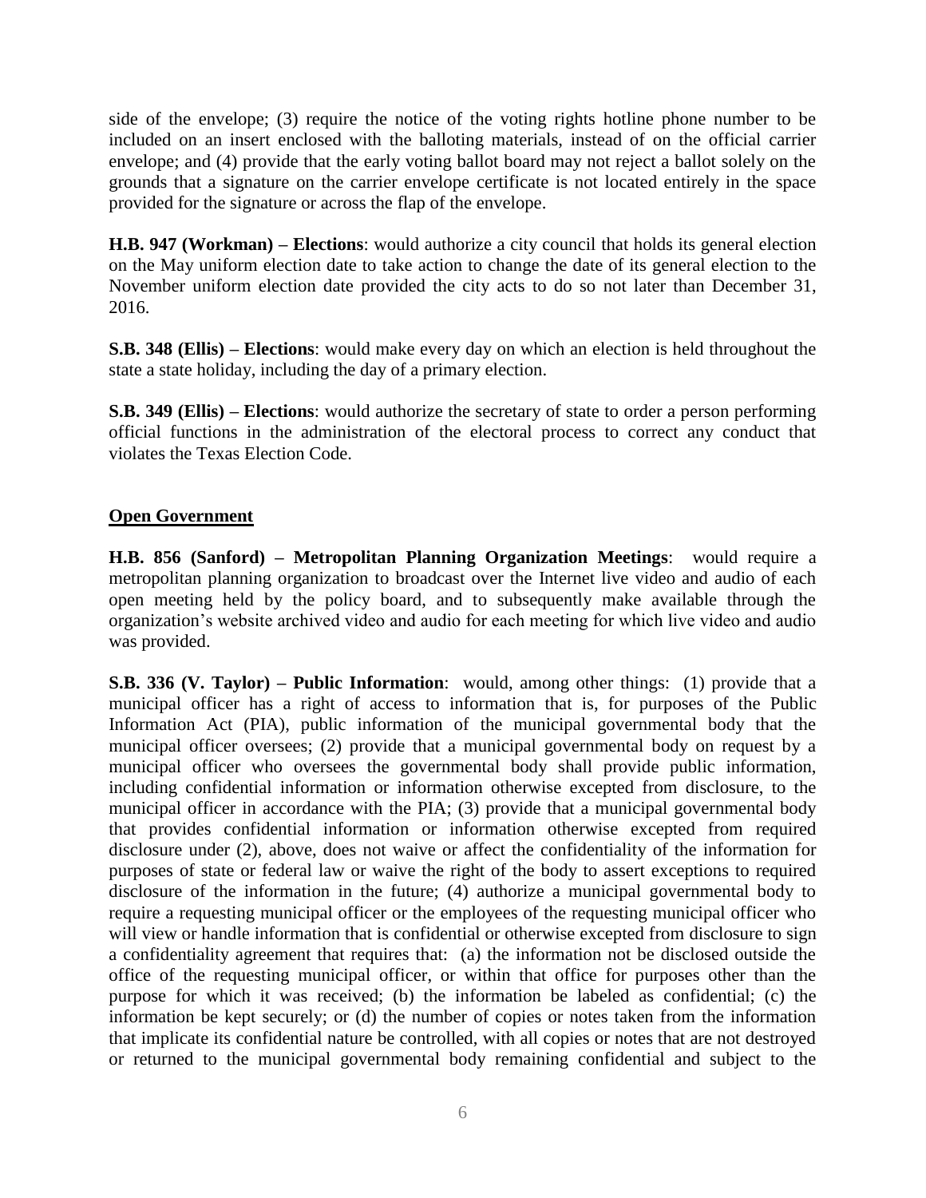side of the envelope; (3) require the notice of the voting rights hotline phone number to be included on an insert enclosed with the balloting materials, instead of on the official carrier envelope; and (4) provide that the early voting ballot board may not reject a ballot solely on the grounds that a signature on the carrier envelope certificate is not located entirely in the space provided for the signature or across the flap of the envelope.

**H.B. 947 (Workman) – Elections**: would authorize a city council that holds its general election on the May uniform election date to take action to change the date of its general election to the November uniform election date provided the city acts to do so not later than December 31, 2016.

**S.B. 348 (Ellis) – Elections**: would make every day on which an election is held throughout the state a state holiday, including the day of a primary election.

**S.B. 349 (Ellis) – Elections**: would authorize the secretary of state to order a person performing official functions in the administration of the electoral process to correct any conduct that violates the Texas Election Code.

**Open Government**

**H.B. 856 (Sanford) – Metropolitan Planning Organization Meetings**: would require a metropolitan planning organization to broadcast over the Internet live video and audio of each open meeting held by the policy board, and to subsequently make available through the organization's website archived video and audio for each meeting for which live video and audio was provided.

**S.B. 336 (V. Taylor) – Public Information**: would, among other things: (1) provide that a municipal officer has a right of access to information that is, for purposes of the Public Information Act (PIA), public information of the municipal governmental body that the municipal officer oversees; (2) provide that a municipal governmental body on request by a municipal officer who oversees the governmental body shall provide public information, including confidential information or information otherwise excepted from disclosure, to the municipal officer in accordance with the PIA; (3) provide that a municipal governmental body that provides confidential information or information otherwise excepted from required disclosure under (2), above, does not waive or affect the confidentiality of the information for purposes of state or federal law or waive the right of the body to assert exceptions to required disclosure of the information in the future; (4) authorize a municipal governmental body to require a requesting municipal officer or the employees of the requesting municipal officer who will view or handle information that is confidential or otherwise excepted from disclosure to sign a confidentiality agreement that requires that: (a) the information not be disclosed outside the office of the requesting municipal officer, or within that office for purposes other than the purpose for which it was received; (b) the information be labeled as confidential; (c) the information be kept securely; or (d) the number of copies or notes taken from the information that implicate its confidential nature be controlled, with all copies or notes that are not destroyed or returned to the municipal governmental body remaining confidential and subject to the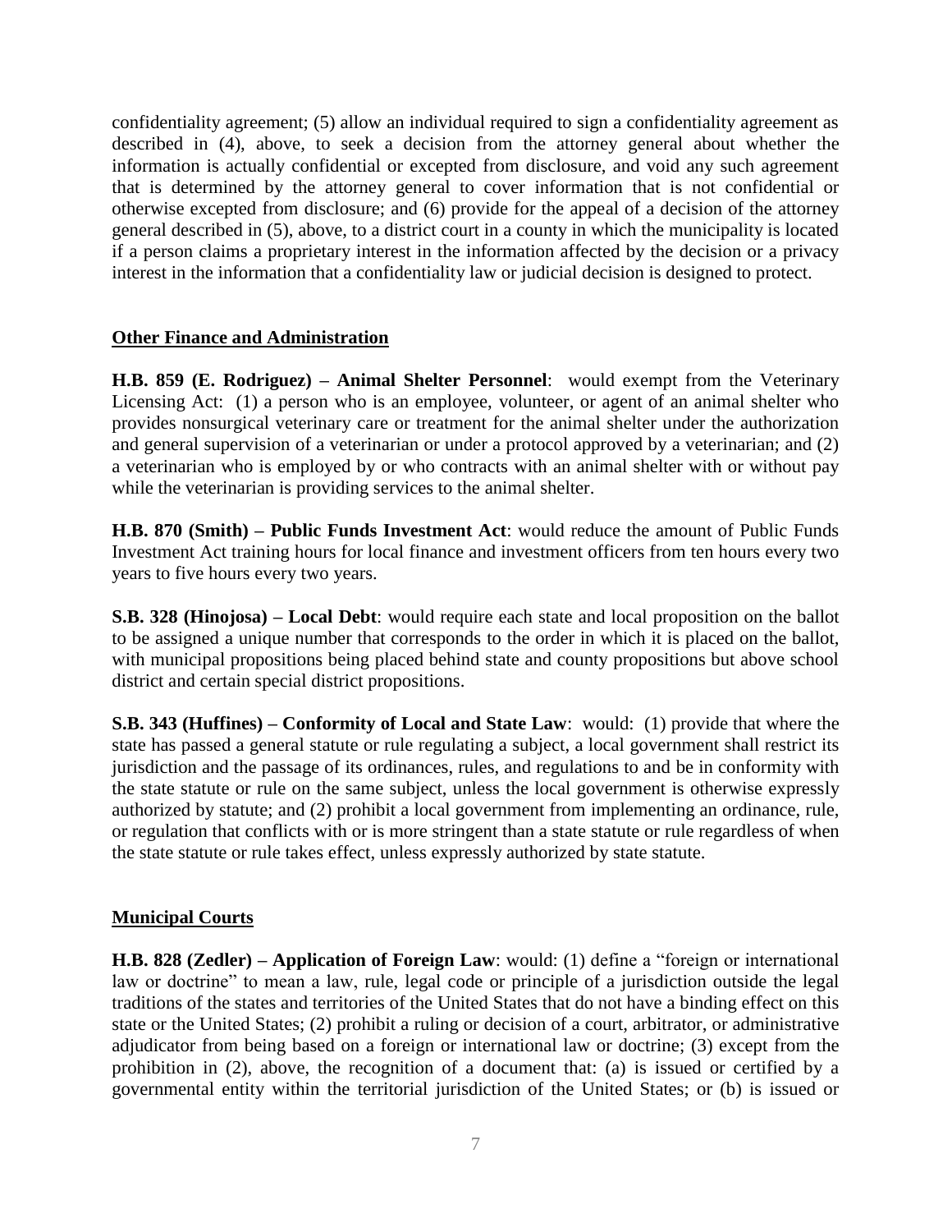confidentiality agreement; (5) allow an individual required to sign a confidentiality agreement as described in (4), above, to seek a decision from the attorney general about whether the information is actually confidential or excepted from disclosure, and void any such agreement that is determined by the attorney general to cover information that is not confidential or otherwise excepted from disclosure; and (6) provide for the appeal of a decision of the attorney general described in (5), above, to a district court in a county in which the municipality is located if a person claims a proprietary interest in the information affected by the decision or a privacy interest in the information that a confidentiality law or judicial decision is designed to protect.

## Other Finance and Administration

**H.B. 859 (E. Rodriguez) – Animal Shelter Personnel**: would exempt from the Veterinary Licensing Act: (1) a person who is an employee, volunteer, or agent of an animal shelter who provides nonsurgical veterinary care or treatment for the animal shelter under the authorization and general supervision of a veterinarian or under a protocol approved by a veterinarian; and (2) a veterinarian who is employed by or who contracts with an animal shelter with or without pay while the veterinarian is providing services to the animal shelter.

**H.B. 870 (Smith) – Public Funds Investment Act**: would reduce the amount of Public Funds Investment Act training hours for local finance and investment officers from ten hours every two years to five hours every two years.

**S.B. 328 (Hinojosa) – Local Debt**: would require each state and local proposition on the ballot to be assigned a unique number that corresponds to the order in which it is placed on the ballot, with municipal propositions being placed behind state and county propositions but above school district and certain special district propositions.

**S.B. 343 (Huffines) – Conformity of Local and State Law**: would: (1) provide that where the state has passed a general statute or rule regulating a subject, a local government shall restrict its jurisdiction and the passage of its ordinances, rules, and regulations to and be in conformity with the state statute or rule on the same subject, unless the local government is otherwise expressly authorized by statute; and (2) prohibit a local government from implementing an ordinance, rule, or regulation that conflicts with or is more stringent than a state statute or rule regardless of when the state statute or rule takes effect, unless expressly authorized by state statute.

## Municipal Courts

**H.B. 828 (Zedler) – Application of Foreign Law**: would: (1) define a "foreign or international law or doctrine" to mean a law, rule, legal code or principle of a jurisdiction outside the legal traditions of the states and territories of the United States that do not have a binding effect on this state or the United States; (2) prohibit a ruling or decision of a court, arbitrator, or administrative adjudicator from being based on a foreign or international law or doctrine; (3) except from the prohibition in (2), above, the recognition of a document that: (a) is issued or certified by a governmental entity within the territorial jurisdiction of the United States; or (b) is issued or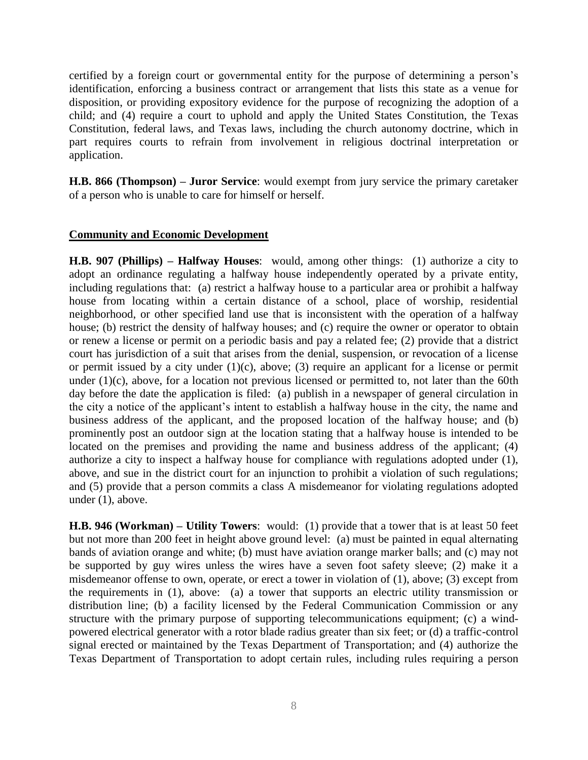certified by a foreign court or governmental entity for the purpose of determining a person's identification, enforcing a business contract or arrangement that lists this state as a venue for disposition, or providing expository evidence for the purpose of recognizing the adoption of a child; and (4) require a court to uphold and apply the United States Constitution, the Texas Constitution, federal laws, and Texas laws, including the church autonomy doctrine, which in part requires courts to refrain from involvement in religious doctrinal interpretation or application.

**H.B. 866 (Thompson) – Juror Service**: would exempt from jury service the primary caretaker of a person who is unable to care for himself or herself.

## Community and Economic Development

**H.B. 907 (Phillips) – Halfway Houses**: would, among other things: (1) authorize a city to adopt an ordinance regulating a halfway house independently operated by a private entity, including regulations that: (a) restrict a halfway house to a particular area or prohibit a halfway house from locating within a certain distance of a school, place of worship, residential neighborhood, or other specified land use that is inconsistent with the operation of a halfway house; (b) restrict the density of halfway houses; and (c) require the owner or operator to obtain or renew a license or permit on a periodic basis and pay a related fee; (2) provide that a district court has jurisdiction of a suit that arises from the denial, suspension, or revocation of a license or permit issued by a city under (1)(c), above; (3) require an applicant for a license or permit under (1)(c), above, for a location not previous licensed or permitted to, not later than the 60th day before the date the application is filed: (a) publish in a newspaper of general circulation in the city a notice of the applicant's intent to establish a halfway house in the city, the name and business address of the applicant, and the proposed location of the halfway house; and (b) prominently post an outdoor sign at the location stating that a halfway house is intended to be located on the premises and providing the name and business address of the applicant; (4) authorize a city to inspect a halfway house for compliance with regulations adopted under (1), above, and sue in the district court for an injunction to prohibit a violation of such regulations; and (5) provide that a person commits a class A misdemeanor for violating regulations adopted under (1), above.

**H.B. 946 (Workman) – Utility Towers**: would: (1) provide that a tower that is at least 50 feet but not more than 200 feet in height above ground level: (a) must be painted in equal alternating bands of aviation orange and white; (b) must have aviation orange marker balls; and (c) may not be supported by guy wires unless the wires have a seven foot safety sleeve; (2) make it a misdemeanor offense to own, operate, or erect a tower in violation of (1), above; (3) except from the requirements in (1), above: (a) a tower that supports an electric utility transmission or distribution line; (b) a facility licensed by the Federal Communication Commission or any structure with the primary purpose of supporting telecommunications equipment; (c) a wind-powered electrical generator with a rotor blade radius greater than six feet; or (d) a traffic-control signal erected or maintained by the Texas Department of Transportation; and (4) authorize the Texas Department of Transportation to adopt certain rules, including rules requiring a person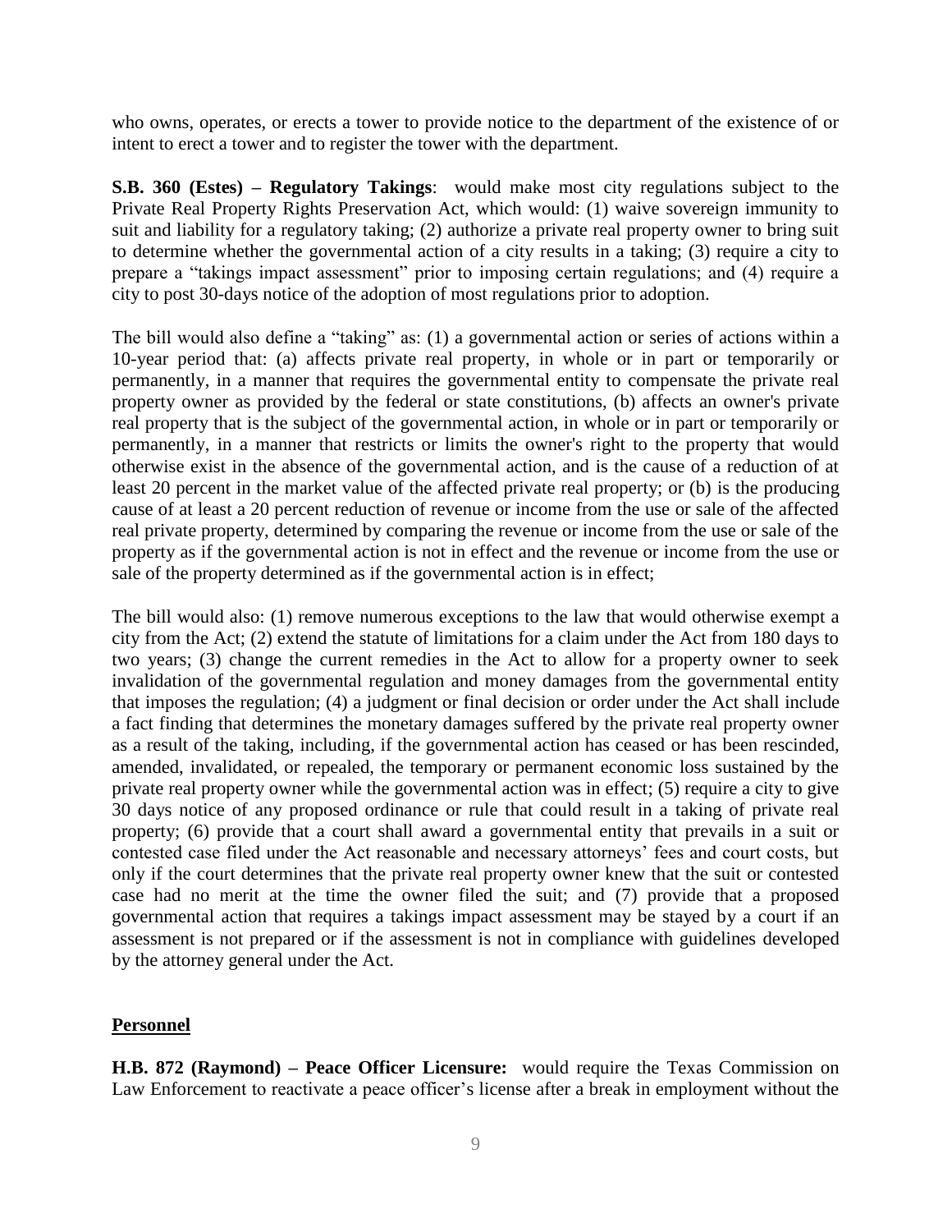who owns, operates, or erects a tower to provide notice to the department of the existence of or intent to erect a tower and to register the tower with the department.

**S.B. 360 (Estes) – Regulatory Takings**: would make most city regulations subject to the Private Real Property Rights Preservation Act, which would: (1) waive sovereign immunity to suit and liability for a regulatory taking; (2) authorize a private real property owner to bring suit to determine whether the governmental action of a city results in a taking; (3) require a city to prepare a "takings impact assessment" prior to imposing certain regulations; and (4) require a city to post 30-days notice of the adoption of most regulations prior to adoption.

The bill would also define a "taking" as: (1) a governmental action or series of actions within a 10-year period that: (a) affects private real property, in whole or in part or temporarily or permanently, in a manner that requires the governmental entity to compensate the private real property owner as provided by the federal or state constitutions, (b) affects an owner's private real property that is the subject of the governmental action, in whole or in part or temporarily or permanently, in a manner that restricts or limits the owner's right to the property that would otherwise exist in the absence of the governmental action, and is the cause of a reduction of at least 20 percent in the market value of the affected private real property; or (b) is the producing cause of at least a 20 percent reduction of revenue or income from the use or sale of the affected real private property, determined by comparing the revenue or income from the use or sale of the property as if the governmental action is not in effect and the revenue or income from the use or sale of the property determined as if the governmental action is in effect;

The bill would also: (1) remove numerous exceptions to the law that would otherwise exempt a city from the Act; (2) extend the statute of limitations for a claim under the Act from 180 days to two years; (3) change the current remedies in the Act to allow for a property owner to seek invalidation of the governmental regulation and money damages from the governmental entity that imposes the regulation; (4) a judgment or final decision or order under the Act shall include a fact finding that determines the monetary damages suffered by the private real property owner as a result of the taking, including, if the governmental action has ceased or has been rescinded, amended, invalidated, or repealed, the temporary or permanent economic loss sustained by the private real property owner while the governmental action was in effect; (5) require a city to give 30 days notice of any proposed ordinance or rule that could result in a taking of private real property; (6) provide that a court shall award a governmental entity that prevails in a suit or contested case filed under the Act reasonable and necessary attorneys' fees and court costs, but only if the court determines that the private real property owner knew that the suit or contested case had no merit at the time the owner filed the suit; and (7) provide that a proposed governmental action that requires a takings impact assessment may be stayed by a court if an assessment is not prepared or if the assessment is not in compliance with guidelines developed by the attorney general under the Act.

## Personnel

**H.B. 872 (Raymond) – Peace Officer Licensure:** would require the Texas Commission on Law Enforcement to reactivate a peace officer's license after a break in employment without the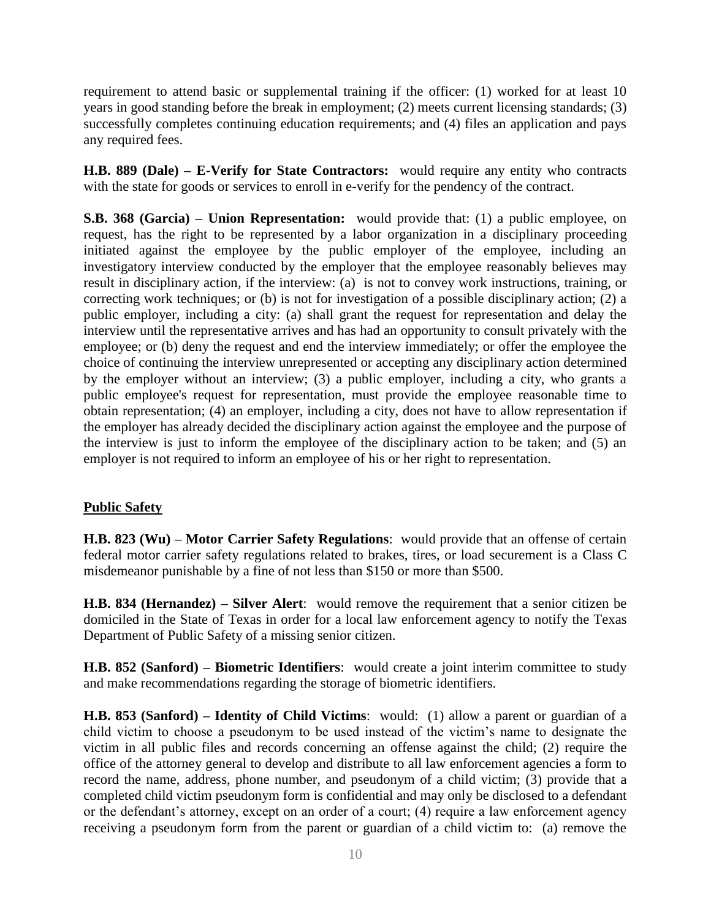requirement to attend basic or supplemental training if the officer: (1) worked for at least 10 years in good standing before the break in employment; (2) meets current licensing standards; (3) successfully completes continuing education requirements; and (4) files an application and pays any required fees.

**H.B. 889 (Dale) – E-Verify for State Contractors:** would require any entity who contracts with the state for goods or services to enroll in e-verify for the pendency of the contract.

**S.B. 368 (Garcia) – Union Representation:** would provide that: (1) a public employee, on request, has the right to be represented by a labor organization in a disciplinary proceeding initiated against the employee by the public employer of the employee, including an investigatory interview conducted by the employer that the employee reasonably believes may result in disciplinary action, if the interview: (a) is not to convey work instructions, training, or correcting work techniques; or (b) is not for investigation of a possible disciplinary action; (2) a public employer, including a city: (a) shall grant the request for representation and delay the interview until the representative arrives and has had an opportunity to consult privately with the employee; or (b) deny the request and end the interview immediately; or offer the employee the choice of continuing the interview unrepresented or accepting any disciplinary action determined by the employer without an interview; (3) a public employer, including a city, who grants a public employee's request for representation, must provide the employee reasonable time to obtain representation; (4) an employer, including a city, does not have to allow representation if the employer has already decided the disciplinary action against the employee and the purpose of the interview is just to inform the employee of the disciplinary action to be taken; and (5) an employer is not required to inform an employee of his or her right to representation.

## Public Safety

**H.B. 823 (Wu) – Motor Carrier Safety Regulations**: would provide that an offense of certain federal motor carrier safety regulations related to brakes, tires, or load securement is a Class C misdemeanor punishable by a fine of not less than $150 or more than $500.

**H.B. 834 (Hernandez) – Silver Alert**: would remove the requirement that a senior citizen be domiciled in the State of Texas in order for a local law enforcement agency to notify the Texas Department of Public Safety of a missing senior citizen.

**H.B. 852 (Sanford) – Biometric Identifiers**: would create a joint interim committee to study and make recommendations regarding the storage of biometric identifiers.

**H.B. 853 (Sanford) – Identity of Child Victims**: would: (1) allow a parent or guardian of a child victim to choose a pseudonym to be used instead of the victim's name to designate the victim in all public files and records concerning an offense against the child; (2) require the office of the attorney general to develop and distribute to all law enforcement agencies a form to record the name, address, phone number, and pseudonym of a child victim; (3) provide that a completed child victim pseudonym form is confidential and may only be disclosed to a defendant or the defendant's attorney, except on an order of a court; (4) require a law enforcement agency receiving a pseudonym form from the parent or guardian of a child victim to: (a) remove the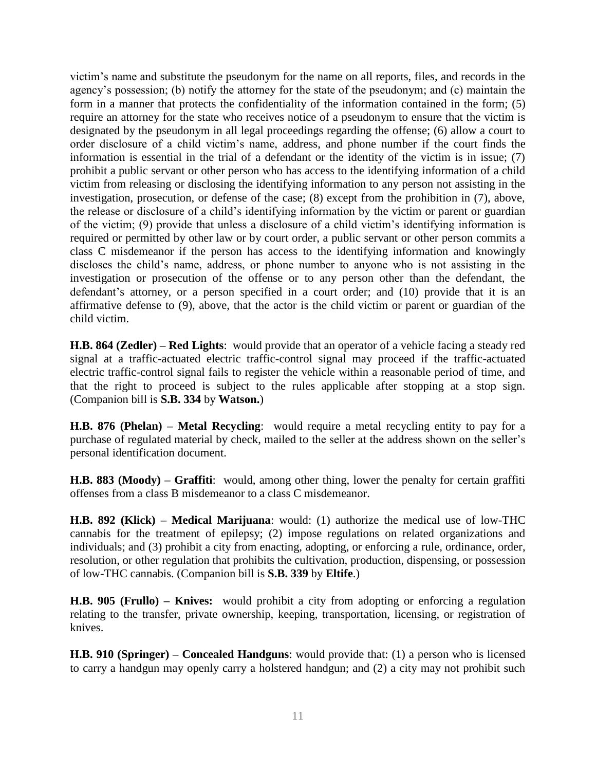victim's name and substitute the pseudonym for the name on all reports, files, and records in the agency's possession; (b) notify the attorney for the state of the pseudonym; and (c) maintain the form in a manner that protects the confidentiality of the information contained in the form; (5) require an attorney for the state who receives notice of a pseudonym to ensure that the victim is designated by the pseudonym in all legal proceedings regarding the offense; (6) allow a court to order disclosure of a child victim's name, address, and phone number if the court finds the information is essential in the trial of a defendant or the identity of the victim is in issue; (7) prohibit a public servant or other person who has access to the identifying information of a child victim from releasing or disclosing the identifying information to any person not assisting in the investigation, prosecution, or defense of the case; (8) except from the prohibition in (7), above, the release or disclosure of a child's identifying information by the victim or parent or guardian of the victim; (9) provide that unless a disclosure of a child victim's identifying information is required or permitted by other law or by court order, a public servant or other person commits a class C misdemeanor if the person has access to the identifying information and knowingly discloses the child's name, address, or phone number to anyone who is not assisting in the investigation or prosecution of the offense or to any person other than the defendant, the defendant's attorney, or a person specified in a court order; and (10) provide that it is an affirmative defense to (9), above, that the actor is the child victim or parent or guardian of the child victim.

**H.B. 864 (Zedler) – Red Lights**: would provide that an operator of a vehicle facing a steady red signal at a traffic-actuated electric traffic-control signal may proceed if the traffic-actuated electric traffic-control signal fails to register the vehicle within a reasonable period of time, and that the right to proceed is subject to the rules applicable after stopping at a stop sign. (Companion bill is **S.B. 334** by **Watson.**)

**H.B. 876 (Phelan) – Metal Recycling**: would require a metal recycling entity to pay for a purchase of regulated material by check, mailed to the seller at the address shown on the seller's personal identification document.

**H.B. 883 (Moody) – Graffiti**: would, among other thing, lower the penalty for certain graffiti offenses from a class B misdemeanor to a class C misdemeanor.

**H.B. 892 (Klick) – Medical Marijuana**: would: (1) authorize the medical use of low-THC cannabis for the treatment of epilepsy; (2) impose regulations on related organizations and individuals; and (3) prohibit a city from enacting, adopting, or enforcing a rule, ordinance, order, resolution, or other regulation that prohibits the cultivation, production, dispensing, or possession of low-THC cannabis. (Companion bill is **S.B. 339** by **Eltife**.)

**H.B. 905 (Frullo) – Knives:** would prohibit a city from adopting or enforcing a regulation relating to the transfer, private ownership, keeping, transportation, licensing, or registration of knives.

**H.B. 910 (Springer) – Concealed Handguns**: would provide that: (1) a person who is licensed to carry a handgun may openly carry a holstered handgun; and (2) a city may not prohibit such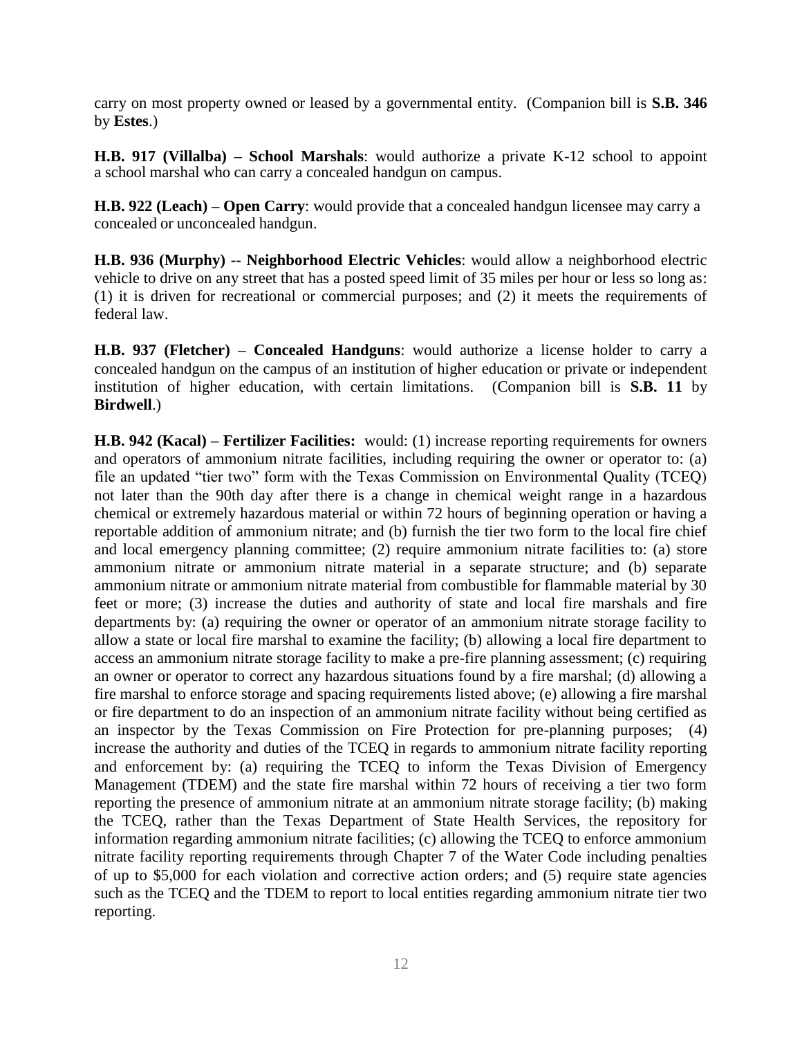carry on most property owned or leased by a governmental entity. (Companion bill is **S.B. 346** by **Estes**.)

**H.B. 917 (Villalba) – School Marshals**: would authorize a private K-12 school to appoint a school marshal who can carry a concealed handgun on campus.

**H.B. 922 (Leach) – Open Carry**: would provide that a concealed handgun licensee may carry a concealed or unconcealed handgun.

**H.B. 936 (Murphy) -- Neighborhood Electric Vehicles**: would allow a neighborhood electric vehicle to drive on any street that has a posted speed limit of 35 miles per hour or less so long as: (1) it is driven for recreational or commercial purposes; and (2) it meets the requirements of federal law.

**H.B. 937 (Fletcher) – Concealed Handguns**: would authorize a license holder to carry a concealed handgun on the campus of an institution of higher education or private or independent institution of higher education, with certain limitations. (Companion bill is **S.B. 11** by **Birdwell**.)

**H.B. 942 (Kacal) – Fertilizer Facilities:** would: (1) increase reporting requirements for owners and operators of ammonium nitrate facilities, including requiring the owner or operator to: (a) file an updated "tier two" form with the Texas Commission on Environmental Quality (TCEQ) not later than the 90th day after there is a change in chemical weight range in a hazardous chemical or extremely hazardous material or within 72 hours of beginning operation or having a reportable addition of ammonium nitrate; and (b) furnish the tier two form to the local fire chief and local emergency planning committee; (2) require ammonium nitrate facilities to: (a) store ammonium nitrate or ammonium nitrate material in a separate structure; and (b) separate ammonium nitrate or ammonium nitrate material from combustible for flammable material by 30 feet or more; (3) increase the duties and authority of state and local fire marshals and fire departments by: (a) requiring the owner or operator of an ammonium nitrate storage facility to allow a state or local fire marshal to examine the facility; (b) allowing a local fire department to access an ammonium nitrate storage facility to make a pre-fire planning assessment; (c) requiring an owner or operator to correct any hazardous situations found by a fire marshal; (d) allowing a fire marshal to enforce storage and spacing requirements listed above; (e) allowing a fire marshal or fire department to do an inspection of an ammonium nitrate facility without being certified as an inspector by the Texas Commission on Fire Protection for pre-planning purposes; (4) increase the authority and duties of the TCEQ in regards to ammonium nitrate facility reporting and enforcement by: (a) requiring the TCEQ to inform the Texas Division of Emergency Management (TDEM) and the state fire marshal within 72 hours of receiving a tier two form reporting the presence of ammonium nitrate at an ammonium nitrate storage facility; (b) making the TCEQ, rather than the Texas Department of State Health Services, the repository for information regarding ammonium nitrate facilities; (c) allowing the TCEQ to enforce ammonium nitrate facility reporting requirements through Chapter 7 of the Water Code including penalties of up to $5,000 for each violation and corrective action orders; and (5) require state agencies such as the TCEQ and the TDEM to report to local entities regarding ammonium nitrate tier two reporting.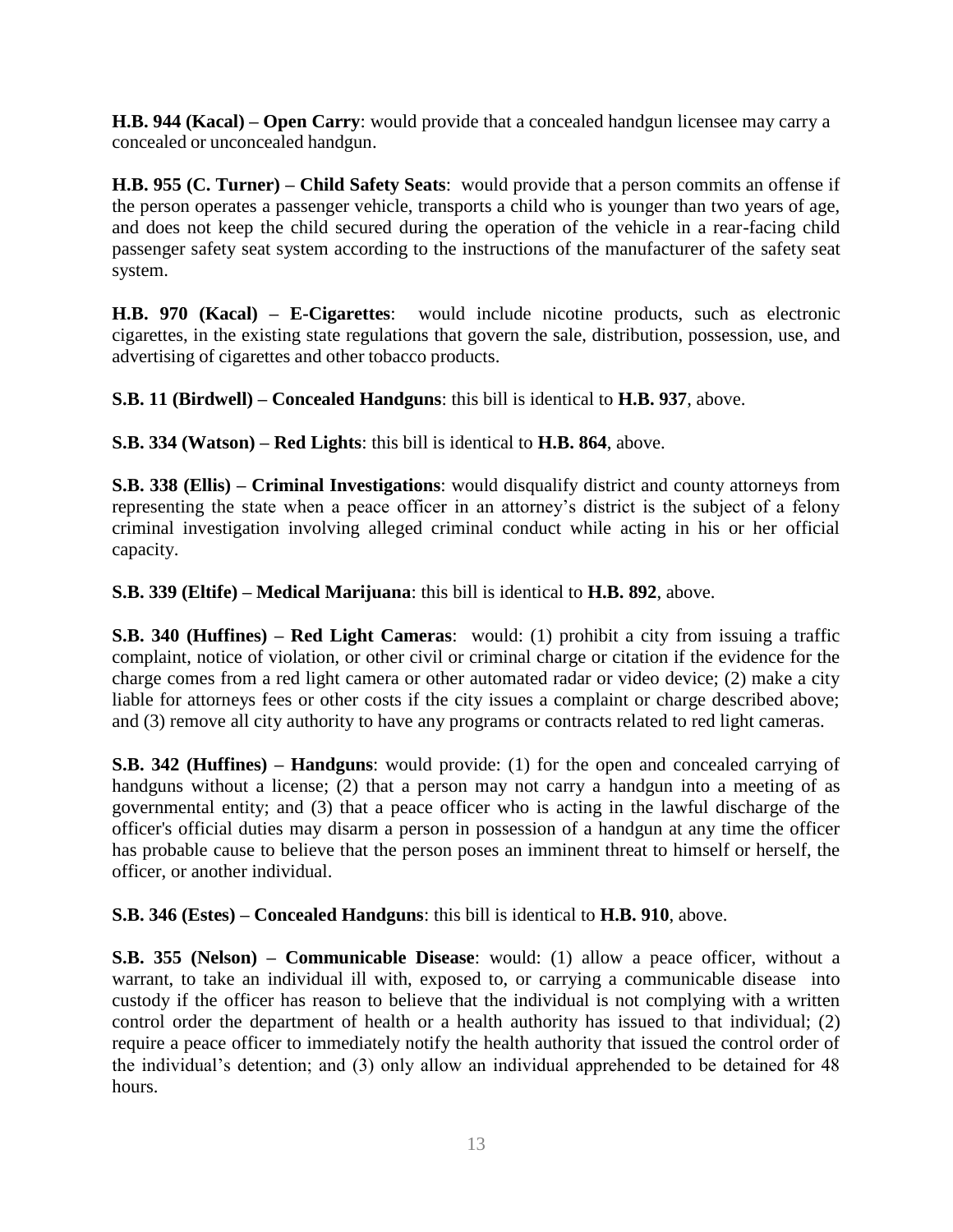**H.B. 944 (Kacal) – Open Carry**: would provide that a concealed handgun licensee may carry a concealed or unconcealed handgun.

**H.B. 955 (C. Turner) – Child Safety Seats**: would provide that a person commits an offense if the person operates a passenger vehicle, transports a child who is younger than two years of age, and does not keep the child secured during the operation of the vehicle in a rear-facing child passenger safety seat system according to the instructions of the manufacturer of the safety seat system.

**H.B. 970 (Kacal) – E-Cigarettes**: would include nicotine products, such as electronic cigarettes, in the existing state regulations that govern the sale, distribution, possession, use, and advertising of cigarettes and other tobacco products.

**S.B. 11 (Birdwell) – Concealed Handguns**: this bill is identical to **H.B. 937**, above.

**S.B. 334 (Watson) – Red Lights**: this bill is identical to **H.B. 864**, above.

**S.B. 338 (Ellis) – Criminal Investigations**: would disqualify district and county attorneys from representing the state when a peace officer in an attorney's district is the subject of a felony criminal investigation involving alleged criminal conduct while acting in his or her official capacity.

**S.B. 339 (Eltife) – Medical Marijuana**: this bill is identical to **H.B. 892**, above.

**S.B. 340 (Huffines) – Red Light Cameras**: would: (1) prohibit a city from issuing a traffic complaint, notice of violation, or other civil or criminal charge or citation if the evidence for the charge comes from a red light camera or other automated radar or video device; (2) make a city liable for attorneys fees or other costs if the city issues a complaint or charge described above; and (3) remove all city authority to have any programs or contracts related to red light cameras.

**S.B. 342 (Huffines) – Handguns**: would provide: (1) for the open and concealed carrying of handguns without a license; (2) that a person may not carry a handgun into a meeting of as governmental entity; and (3) that a peace officer who is acting in the lawful discharge of the officer's official duties may disarm a person in possession of a handgun at any time the officer has probable cause to believe that the person poses an imminent threat to himself or herself, the officer, or another individual.

**S.B. 346 (Estes) – Concealed Handguns**: this bill is identical to **H.B. 910**, above.

**S.B. 355 (Nelson) – Communicable Disease**: would: (1) allow a peace officer, without a warrant, to take an individual ill with, exposed to, or carrying a communicable disease into custody if the officer has reason to believe that the individual is not complying with a written control order the department of health or a health authority has issued to that individual; (2) require a peace officer to immediately notify the health authority that issued the control order of the individual's detention; and (3) only allow an individual apprehended to be detained for 48 hours.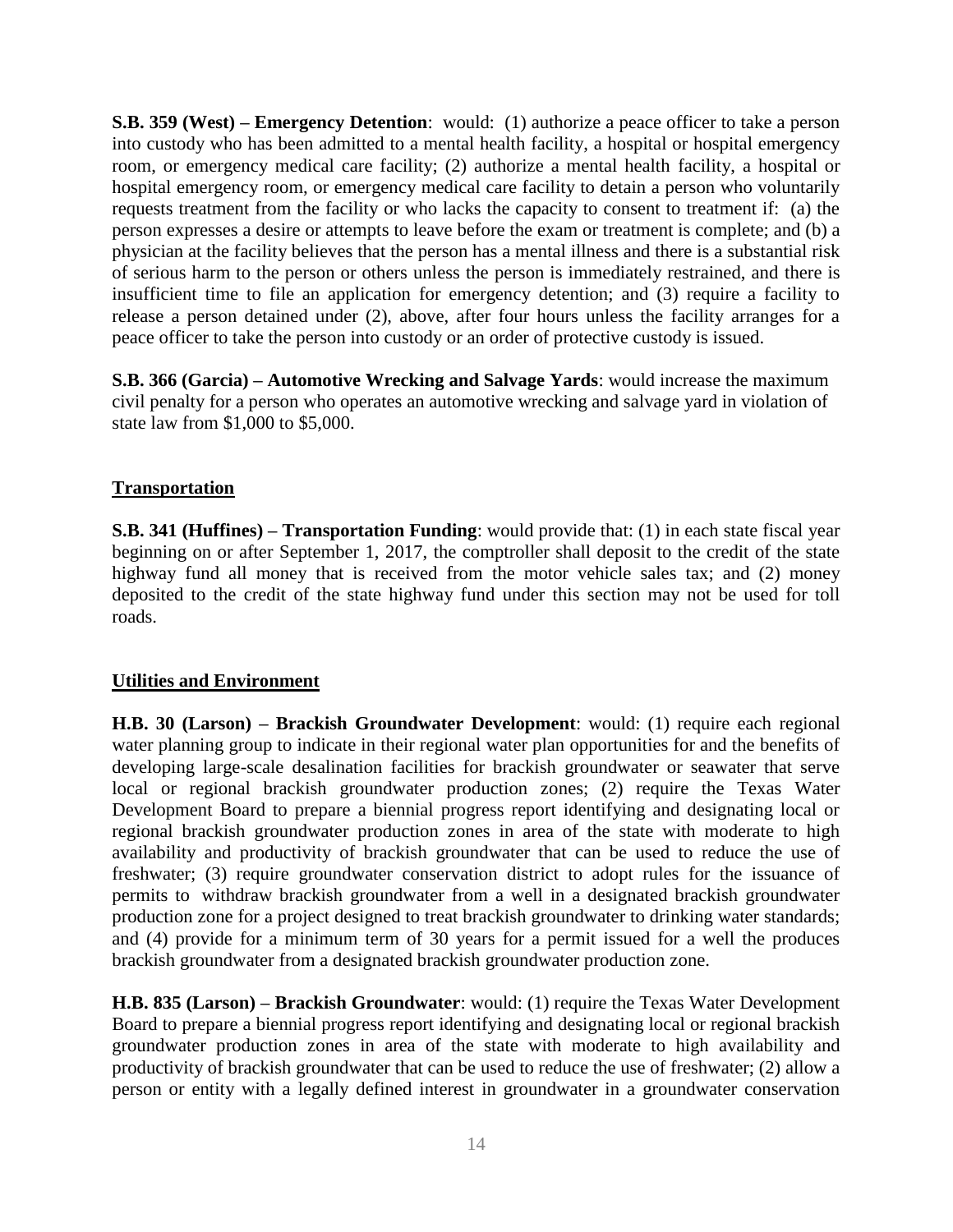**S.B. 359 (West) – Emergency Detention**: would: (1) authorize a peace officer to take a person into custody who has been admitted to a mental health facility, a hospital or hospital emergency room, or emergency medical care facility; (2) authorize a mental health facility, a hospital or hospital emergency room, or emergency medical care facility to detain a person who voluntarily requests treatment from the facility or who lacks the capacity to consent to treatment if: (a) the person expresses a desire or attempts to leave before the exam or treatment is complete; and (b) a physician at the facility believes that the person has a mental illness and there is a substantial risk of serious harm to the person or others unless the person is immediately restrained, and there is insufficient time to file an application for emergency detention; and (3) require a facility to release a person detained under (2), above, after four hours unless the facility arranges for a peace officer to take the person into custody or an order of protective custody is issued.

**S.B. 366 (Garcia) – Automotive Wrecking and Salvage Yards**: would increase the maximum civil penalty for a person who operates an automotive wrecking and salvage yard in violation of state law from $1,000 to $5,000.

## Transportation

**S.B. 341 (Huffines) – Transportation Funding**: would provide that: (1) in each state fiscal year beginning on or after September 1, 2017, the comptroller shall deposit to the credit of the state highway fund all money that is received from the motor vehicle sales tax; and (2) money deposited to the credit of the state highway fund under this section may not be used for toll roads.

## Utilities and Environment

**H.B. 30 (Larson) – Brackish Groundwater Development**: would: (1) require each regional water planning group to indicate in their regional water plan opportunities for and the benefits of developing large-scale desalination facilities for brackish groundwater or seawater that serve local or regional brackish groundwater production zones; (2) require the Texas Water Development Board to prepare a biennial progress report identifying and designating local or regional brackish groundwater production zones in area of the state with moderate to high availability and productivity of brackish groundwater that can be used to reduce the use of freshwater; (3) require groundwater conservation district to adopt rules for the issuance of permits to withdraw brackish groundwater from a well in a designated brackish groundwater production zone for a project designed to treat brackish groundwater to drinking water standards; and (4) provide for a minimum term of 30 years for a permit issued for a well the produces brackish groundwater from a designated brackish groundwater production zone.

**H.B. 835 (Larson) – Brackish Groundwater**: would: (1) require the Texas Water Development Board to prepare a biennial progress report identifying and designating local or regional brackish groundwater production zones in area of the state with moderate to high availability and productivity of brackish groundwater that can be used to reduce the use of freshwater; (2) allow a person or entity with a legally defined interest in groundwater in a groundwater conservation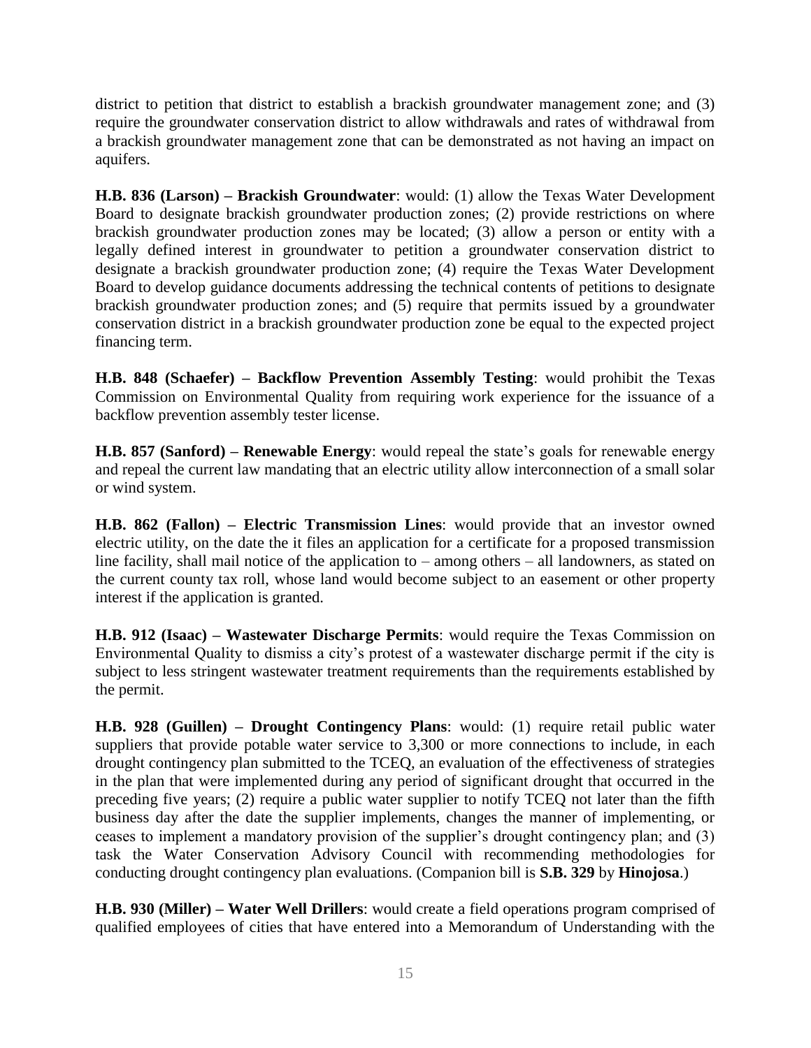district to petition that district to establish a brackish groundwater management zone; and (3) require the groundwater conservation district to allow withdrawals and rates of withdrawal from a brackish groundwater management zone that can be demonstrated as not having an impact on aquifers.

**H.B. 836 (Larson) – Brackish Groundwater**: would: (1) allow the Texas Water Development Board to designate brackish groundwater production zones; (2) provide restrictions on where brackish groundwater production zones may be located; (3) allow a person or entity with a legally defined interest in groundwater to petition a groundwater conservation district to designate a brackish groundwater production zone; (4) require the Texas Water Development Board to develop guidance documents addressing the technical contents of petitions to designate brackish groundwater production zones; and (5) require that permits issued by a groundwater conservation district in a brackish groundwater production zone be equal to the expected project financing term.

**H.B. 848 (Schaefer) – Backflow Prevention Assembly Testing**: would prohibit the Texas Commission on Environmental Quality from requiring work experience for the issuance of a backflow prevention assembly tester license.

**H.B. 857 (Sanford) – Renewable Energy**: would repeal the state's goals for renewable energy and repeal the current law mandating that an electric utility allow interconnection of a small solar or wind system.

**H.B. 862 (Fallon) – Electric Transmission Lines**: would provide that an investor owned electric utility, on the date the it files an application for a certificate for a proposed transmission line facility, shall mail notice of the application to – among others – all landowners, as stated on the current county tax roll, whose land would become subject to an easement or other property interest if the application is granted.

**H.B. 912 (Isaac) – Wastewater Discharge Permits**: would require the Texas Commission on Environmental Quality to dismiss a city's protest of a wastewater discharge permit if the city is subject to less stringent wastewater treatment requirements than the requirements established by the permit.

**H.B. 928 (Guillen) – Drought Contingency Plans**: would: (1) require retail public water suppliers that provide potable water service to 3,300 or more connections to include, in each drought contingency plan submitted to the TCEQ, an evaluation of the effectiveness of strategies in the plan that were implemented during any period of significant drought that occurred in the preceding five years; (2) require a public water supplier to notify TCEQ not later than the fifth business day after the date the supplier implements, changes the manner of implementing, or ceases to implement a mandatory provision of the supplier's drought contingency plan; and (3) task the Water Conservation Advisory Council with recommending methodologies for conducting drought contingency plan evaluations. (Companion bill is **S.B. 329** by **Hinojosa**.)

**H.B. 930 (Miller) – Water Well Drillers**: would create a field operations program comprised of qualified employees of cities that have entered into a Memorandum of Understanding with the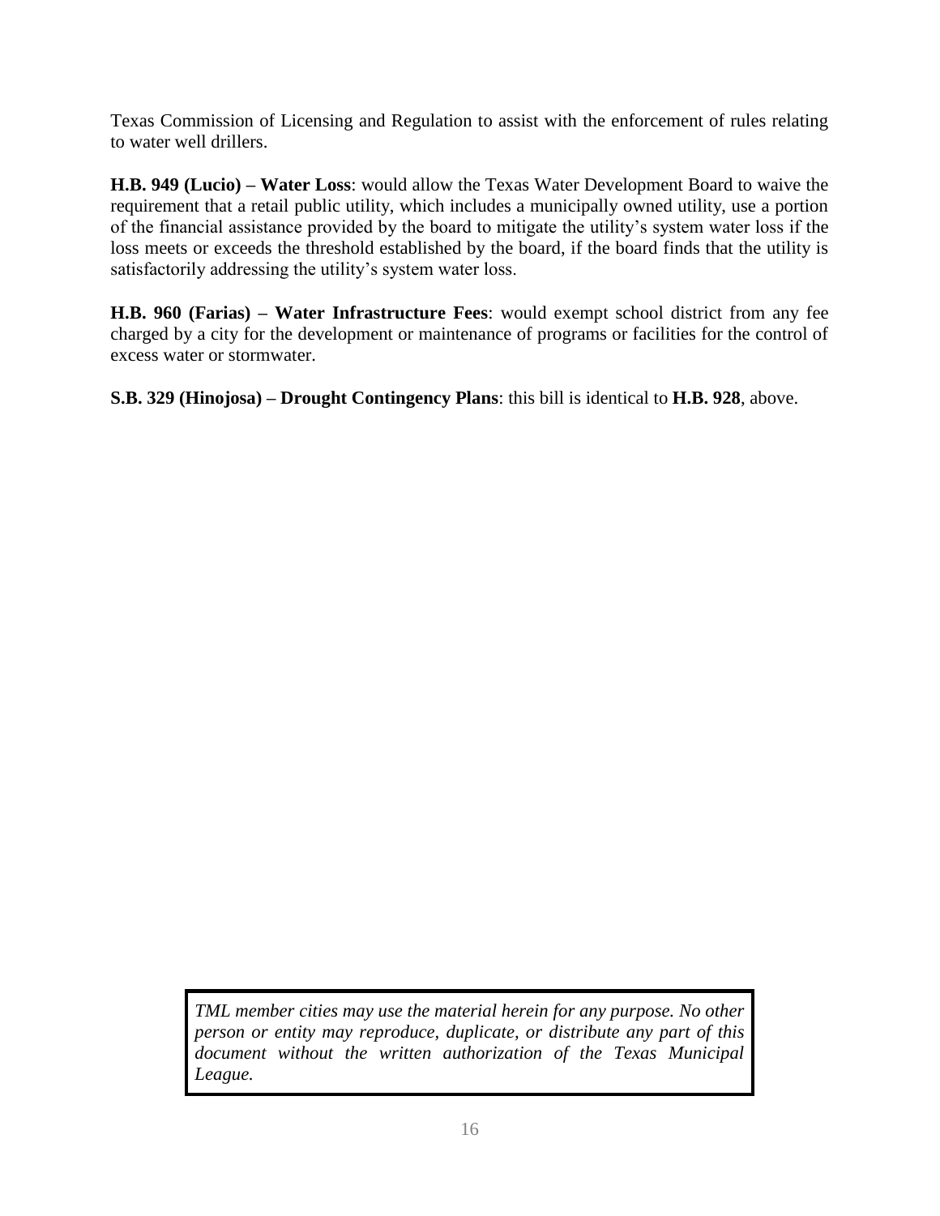Texas Commission of Licensing and Regulation to assist with the enforcement of rules relating to water well drillers.

**H.B. 949 (Lucio) – Water Loss**: would allow the Texas Water Development Board to waive the requirement that a retail public utility, which includes a municipally owned utility, use a portion of the financial assistance provided by the board to mitigate the utility's system water loss if the loss meets or exceeds the threshold established by the board, if the board finds that the utility is satisfactorily addressing the utility's system water loss.

**H.B. 960 (Farias) – Water Infrastructure Fees**: would exempt school district from any fee charged by a city for the development or maintenance of programs or facilities for the control of excess water or stormwater.

**S.B. 329 (Hinojosa) – Drought Contingency Plans**: this bill is identical to **H.B. 928**, above.

*TML member cities may use the material herein for any purpose. No other person or entity may reproduce, duplicate, or distribute any part of this document without the written authorization of the Texas Municipal League.*